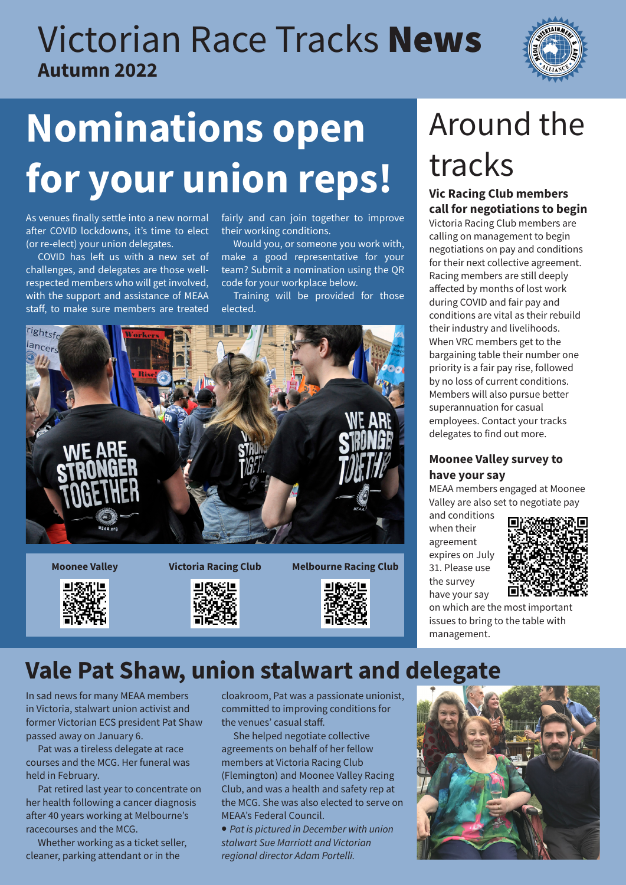# Victorian Race Tracks **News**

**Autumn 2022**

## Nominations open for your union reps!

As venues finally settle into a new normal after COVID lockdowns, it's time to elect (or re-elect) your union delegates.

COVID has left us with a new set of challenges, and delegates are those well-respected members who will get involved, with the support and assistance of MEAA staff, to make sure members are treated fairly and can join together to improve their working conditions.

Would you, or someone you work with, make a good representative for your team? Submit a nomination using the QR code for your workplace below.

Training will be provided for those elected.

**Moonee Valley** | **Victoria Racing Club** | **Melbourne Racing Club**

## Around the tracks

### Vic Racing Club members call for negotiations to begin

Victoria Racing Club members are calling on management to begin negotiations on pay and conditions for their next collective agreement. Racing members are still deeply affected by months of lost work during COVID and fair pay and conditions are vital as their rebuild their industry and livelihoods. When VRC members get to the bargaining table their number one priority is a fair pay rise, followed by no loss of current conditions. Members will also pursue better superannuation for casual employees. Contact your tracks delegates to find out more.

### Moonee Valley survey to have your say

MEAA members engaged at Moonee Valley are also set to negotiate pay and conditions when their agreement expires on July 31. Please use the survey have your say on which are the most important issues to bring to the table with management.

## Vale Pat Shaw, union stalwart and delegate

In sad news for many MEAA members in Victoria, stalwart union activist and former Victorian ECS president Pat Shaw passed away on January 6.

Pat was a tireless delegate at race courses and the MCG. Her funeral was held in February.

Pat retired last year to concentrate on her health following a cancer diagnosis after 40 years working at Melbourne's racecourses and the MCG.

Whether working as a ticket seller, cleaner, parking attendant or in the cloakroom, Pat was a passionate unionist, committed to improving conditions for the venues' casual staff.

She helped negotiate collective agreements on behalf of her fellow members at Victoria Racing Club (Flemington) and Moonee Valley Racing Club, and was a health and safety rep at the MCG. She was also elected to serve on MEAA's Federal Council.

- *Pat is pictured in December with union stalwart Sue Marriott and Victorian regional director Adam Portelli.*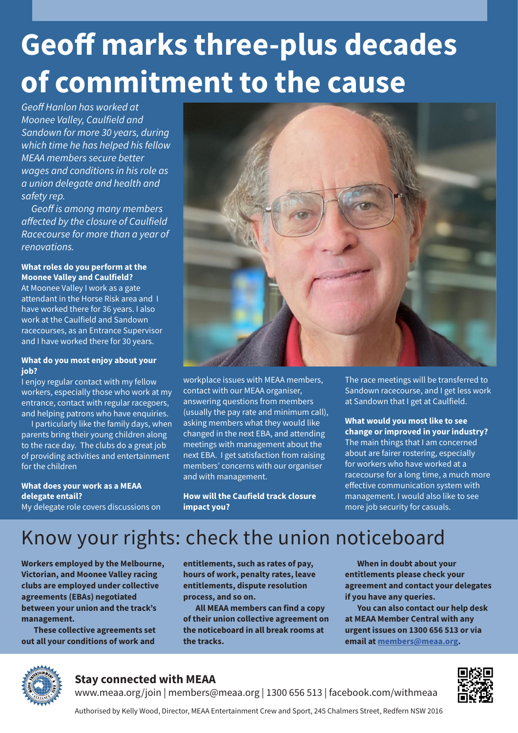# Geoff marks three-plus decades of commitment to the cause

*Geoff Hanlon has worked at Moonee Valley, Caulfield and Sandown for more 30 years, during which time he has helped his fellow MEAA members secure better wages and conditions in his role as a union delegate and health and safety rep.*

*Geoff is among many members affected by the closure of Caulfield Racecourse for more than a year of renovations.*

**What roles do you perform at the Moonee Valley and Caulfield?**
At Moonee Valley I work as a gate attendant in the Horse Risk area and I have worked there for 36 years. I also work at the Caulfield and Sandown racecourses, as an Entrance Supervisor and I have worked there for 30 years.

**What do you most enjoy about your job?**
I enjoy regular contact with my fellow workers, especially those who work at my entrance, contact with regular racegoers, and helping patrons who have enquiries.

I particularly like the family days, when parents bring their young children along to the race day. The clubs do a great job of providing activities and entertainment for the children

**What does your work as a MEAA delegate entail?**
My delegate role covers discussions on workplace issues with MEAA members, contact with our MEAA organiser, answering questions from members (usually the pay rate and minimum call), asking members what they would like changed in the next EBA, and attending meetings with management about the next EBA. I get satisfaction from raising members' concerns with our organiser and with management.

**How will the Caufield track closure impact you?**
The race meetings will be transferred to Sandown racecourse, and I get less work at Sandown that I get at Caulfield.

**What would you most like to see change or improved in your industry?**
The main things that I am concerned about are fairer rostering, especially for workers who have worked at a racecourse for a long time, a much more effective communication system with management. I would also like to see more job security for casuals.

## Know your rights: check the union noticeboard

**Workers employed by the Melbourne, Victorian, and Moonee Valley racing clubs are employed under collective agreements (EBAs) negotiated between your union and the track's management.**

**These collective agreements set out all your conditions of work and entitlements, such as rates of pay, hours of work, penalty rates, leave entitlements, dispute resolution process, and so on.**

**All MEAA members can find a copy of their union collective agreement on the noticeboard in all break rooms at the tracks.**

**When in doubt about your entitlements please check your agreement and contact your delegates if you have any queries.**

**You can also contact our help desk at MEAA Member Central with any urgent issues on 1300 656 513 or via email at members@meaa.org.**

**Stay connected with MEAA**
www.meaa.org/join | members@meaa.org | 1300 656 513 | facebook.com/withmeaa

Authorised by Kelly Wood, Director, MEAA Entertainment Crew and Sport, 245 Chalmers Street, Redfern NSW 2016